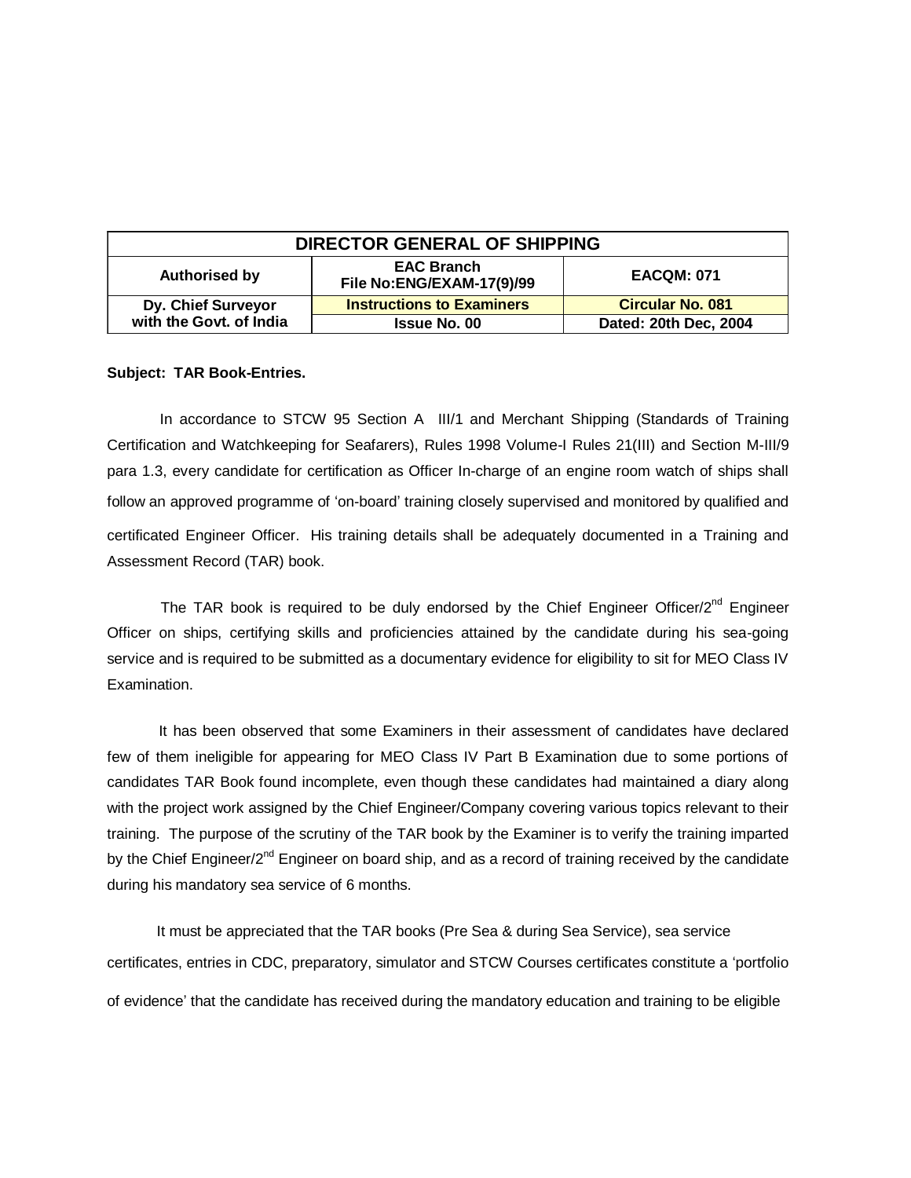| DIRECTOR GENERAL OF SHIPPING | | |
|---|---|---|
| **Authorised by** | **EAC Branch File No:ENG/EXAM-17(9)/99** | **EACQM: 071** |
| **Dy. Chief Surveyor with the Govt. of India** | **Instructions to Examiners** | **Circular No. 081** |
| | **Issue No. 00** | **Dated: 20th Dec, 2004** |

**Subject: TAR Book-Entries.**

In accordance to STCW 95 Section A III/1 and Merchant Shipping (Standards of Training Certification and Watchkeeping for Seafarers), Rules 1998 Volume-I Rules 21(III) and Section M-III/9 para 1.3, every candidate for certification as Officer In-charge of an engine room watch of ships shall follow an approved programme of 'on-board' training closely supervised and monitored by qualified and certificated Engineer Officer. His training details shall be adequately documented in a Training and Assessment Record (TAR) book.

The TAR book is required to be duly endorsed by the Chief Engineer Officer/2nd Engineer Officer on ships, certifying skills and proficiencies attained by the candidate during his sea-going service and is required to be submitted as a documentary evidence for eligibility to sit for MEO Class IV Examination.

It has been observed that some Examiners in their assessment of candidates have declared few of them ineligible for appearing for MEO Class IV Part B Examination due to some portions of candidates TAR Book found incomplete, even though these candidates had maintained a diary along with the project work assigned by the Chief Engineer/Company covering various topics relevant to their training. The purpose of the scrutiny of the TAR book by the Examiner is to verify the training imparted by the Chief Engineer/2nd Engineer on board ship, and as a record of training received by the candidate during his mandatory sea service of 6 months.

It must be appreciated that the TAR books (Pre Sea & during Sea Service), sea service certificates, entries in CDC, preparatory, simulator and STCW Courses certificates constitute a 'portfolio of evidence' that the candidate has received during the mandatory education and training to be eligible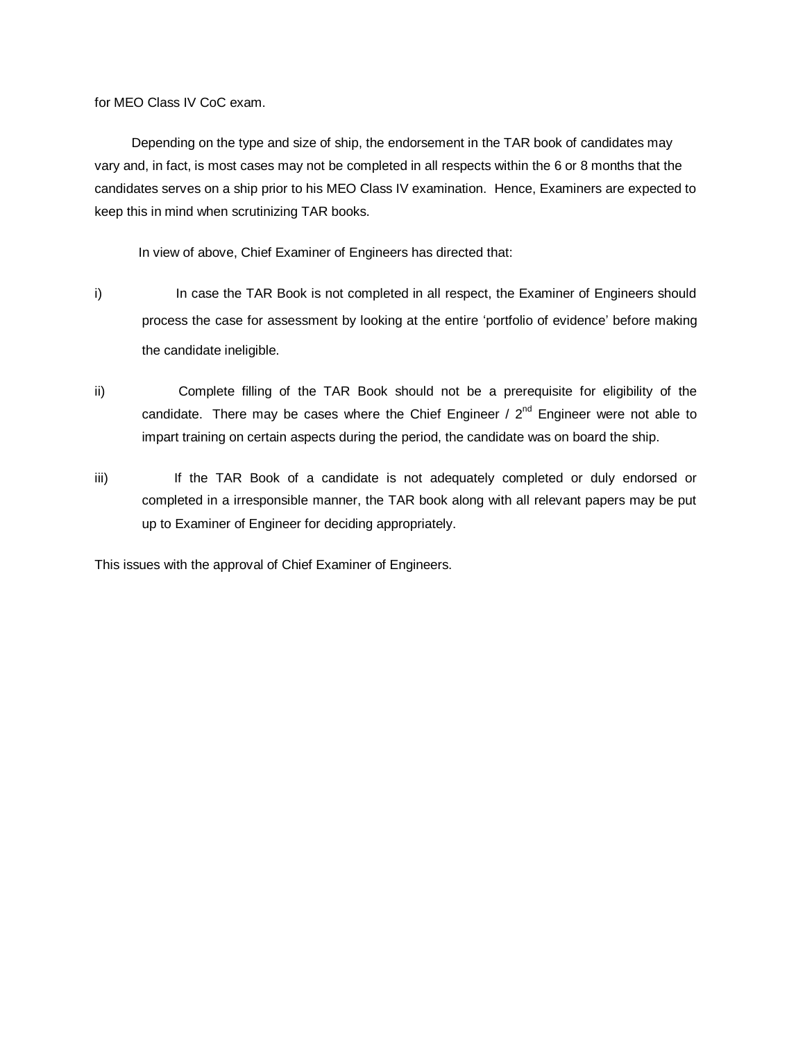for MEO Class IV CoC exam.

Depending on the type and size of ship, the endorsement in the TAR book of candidates may vary and, in fact, is most cases may not be completed in all respects within the 6 or 8 months that the candidates serves on a ship prior to his MEO Class IV examination. Hence, Examiners are expected to keep this in mind when scrutinizing TAR books.

In view of above, Chief Examiner of Engineers has directed that:

i) In case the TAR Book is not completed in all respect, the Examiner of Engineers should process the case for assessment by looking at the entire 'portfolio of evidence' before making the candidate ineligible.

ii) Complete filling of the TAR Book should not be a prerequisite for eligibility of the candidate. There may be cases where the Chief Engineer / 2nd Engineer were not able to impart training on certain aspects during the period, the candidate was on board the ship.

iii) If the TAR Book of a candidate is not adequately completed or duly endorsed or completed in a irresponsible manner, the TAR book along with all relevant papers may be put up to Examiner of Engineer for deciding appropriately.

This issues with the approval of Chief Examiner of Engineers.